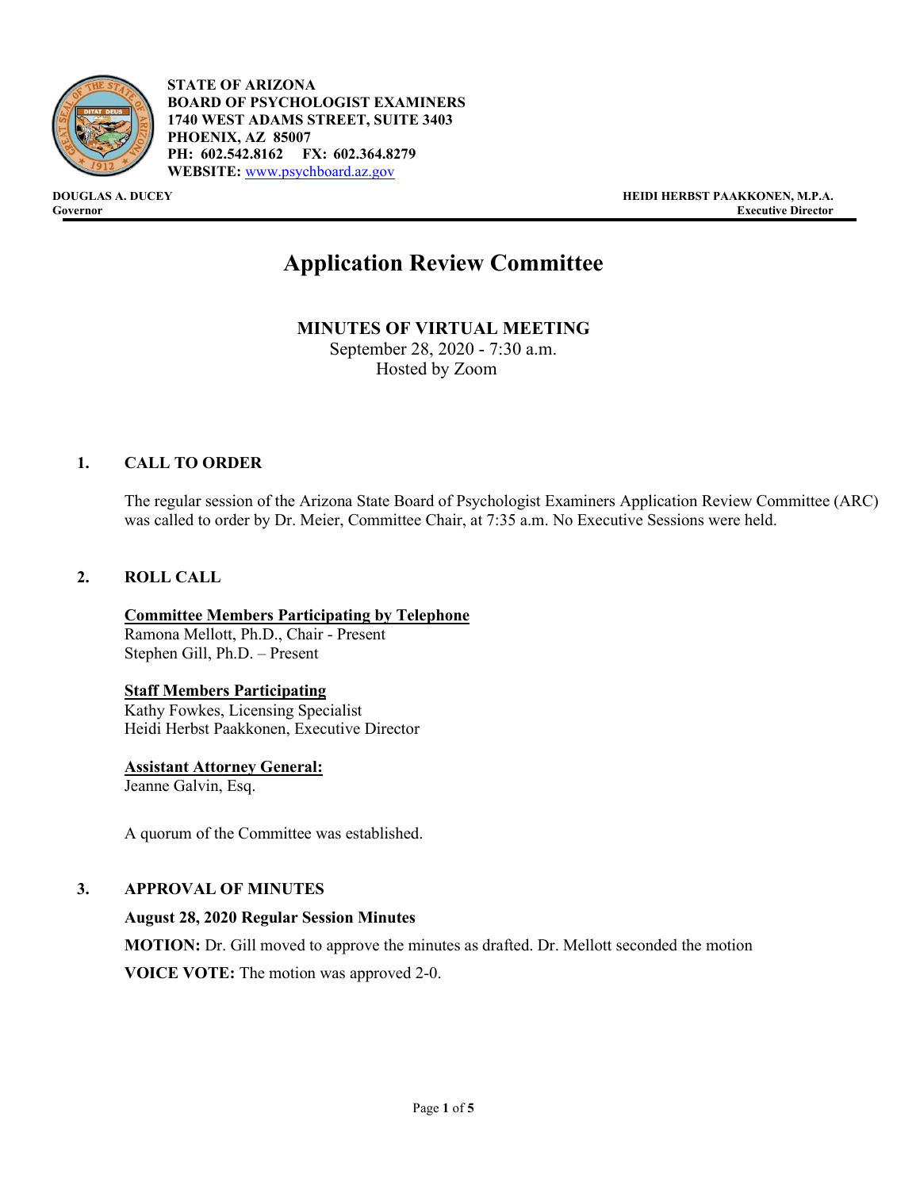**STATE OF ARIZONA**
**BOARD OF PSYCHOLOGIST EXAMINERS**
**1740 WEST ADAMS STREET, SUITE 3403**
**PHOENIX, AZ 85007**
**PH: 602.542.8162 FX: 602.364.8279**
**WEBSITE:** www.psychboard.az.gov

**DOUGLAS A. DUCEY**
**Governor**

**HEIDI HERBST PAAKKONEN, M.P.A.**
**Executive Director**

# Application Review Committee

## MINUTES OF VIRTUAL MEETING

September 28, 2020 - 7:30 a.m.
Hosted by Zoom

### 1. CALL TO ORDER

The regular session of the Arizona State Board of Psychologist Examiners Application Review Committee (ARC) was called to order by Dr. Meier, Committee Chair, at 7:35 a.m. No Executive Sessions were held.

### 2. ROLL CALL

**Committee Members Participating by Telephone**
Ramona Mellott, Ph.D., Chair - Present
Stephen Gill, Ph.D. – Present

**Staff Members Participating**
Kathy Fowkes, Licensing Specialist
Heidi Herbst Paakkonen, Executive Director

**Assistant Attorney General:**
Jeanne Galvin, Esq.

A quorum of the Committee was established.

### 3. APPROVAL OF MINUTES

**August 28, 2020 Regular Session Minutes**

**MOTION:** Dr. Gill moved to approve the minutes as drafted. Dr. Mellott seconded the motion

**VOICE VOTE:** The motion was approved 2-0.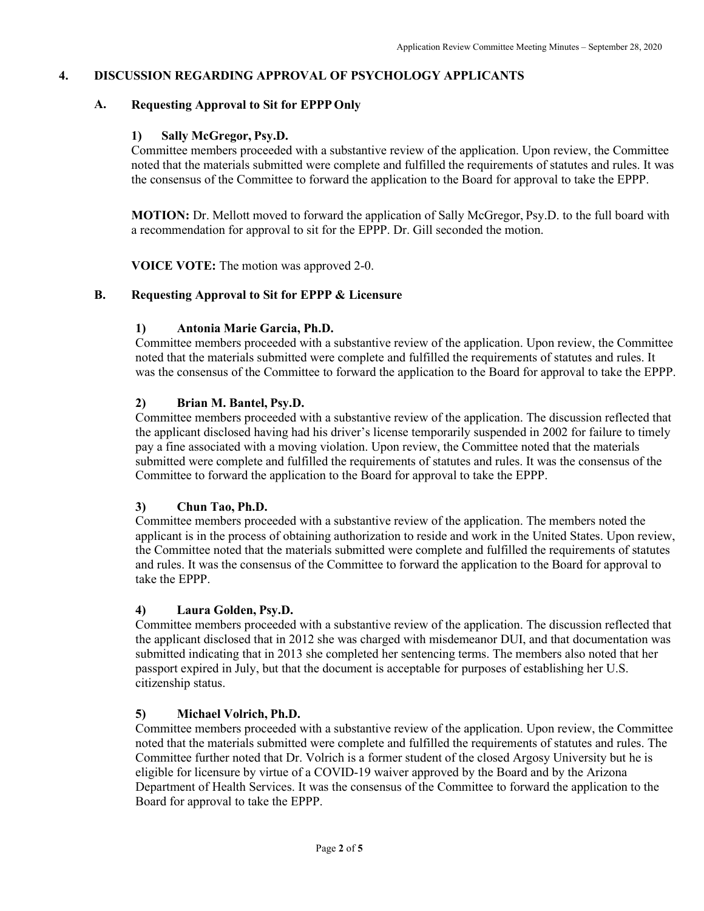## 4. DISCUSSION REGARDING APPROVAL OF PSYCHOLOGY APPLICANTS

### A. Requesting Approval to Sit for EPPP Only

#### 1) Sally McGregor, Psy.D.

Committee members proceeded with a substantive review of the application. Upon review, the Committee noted that the materials submitted were complete and fulfilled the requirements of statutes and rules. It was the consensus of the Committee to forward the application to the Board for approval to take the EPPP.

**MOTION:** Dr. Mellott moved to forward the application of Sally McGregor, Psy.D. to the full board with a recommendation for approval to sit for the EPPP. Dr. Gill seconded the motion.

**VOICE VOTE:** The motion was approved 2-0.

### B. Requesting Approval to Sit for EPPP & Licensure

#### 1) Antonia Marie Garcia, Ph.D.

Committee members proceeded with a substantive review of the application. Upon review, the Committee noted that the materials submitted were complete and fulfilled the requirements of statutes and rules. It was the consensus of the Committee to forward the application to the Board for approval to take the EPPP.

#### 2) Brian M. Bantel, Psy.D.

Committee members proceeded with a substantive review of the application. The discussion reflected that the applicant disclosed having had his driver's license temporarily suspended in 2002 for failure to timely pay a fine associated with a moving violation. Upon review, the Committee noted that the materials submitted were complete and fulfilled the requirements of statutes and rules. It was the consensus of the Committee to forward the application to the Board for approval to take the EPPP.

#### 3) Chun Tao, Ph.D.

Committee members proceeded with a substantive review of the application. The members noted the applicant is in the process of obtaining authorization to reside and work in the United States. Upon review, the Committee noted that the materials submitted were complete and fulfilled the requirements of statutes and rules. It was the consensus of the Committee to forward the application to the Board for approval to take the EPPP.

#### 4) Laura Golden, Psy.D.

Committee members proceeded with a substantive review of the application. The discussion reflected that the applicant disclosed that in 2012 she was charged with misdemeanor DUI, and that documentation was submitted indicating that in 2013 she completed her sentencing terms. The members also noted that her passport expired in July, but that the document is acceptable for purposes of establishing her U.S. citizenship status.

#### 5) Michael Volrich, Ph.D.

Committee members proceeded with a substantive review of the application. Upon review, the Committee noted that the materials submitted were complete and fulfilled the requirements of statutes and rules. The Committee further noted that Dr. Volrich is a former student of the closed Argosy University but he is eligible for licensure by virtue of a COVID-19 waiver approved by the Board and by the Arizona Department of Health Services. It was the consensus of the Committee to forward the application to the Board for approval to take the EPPP.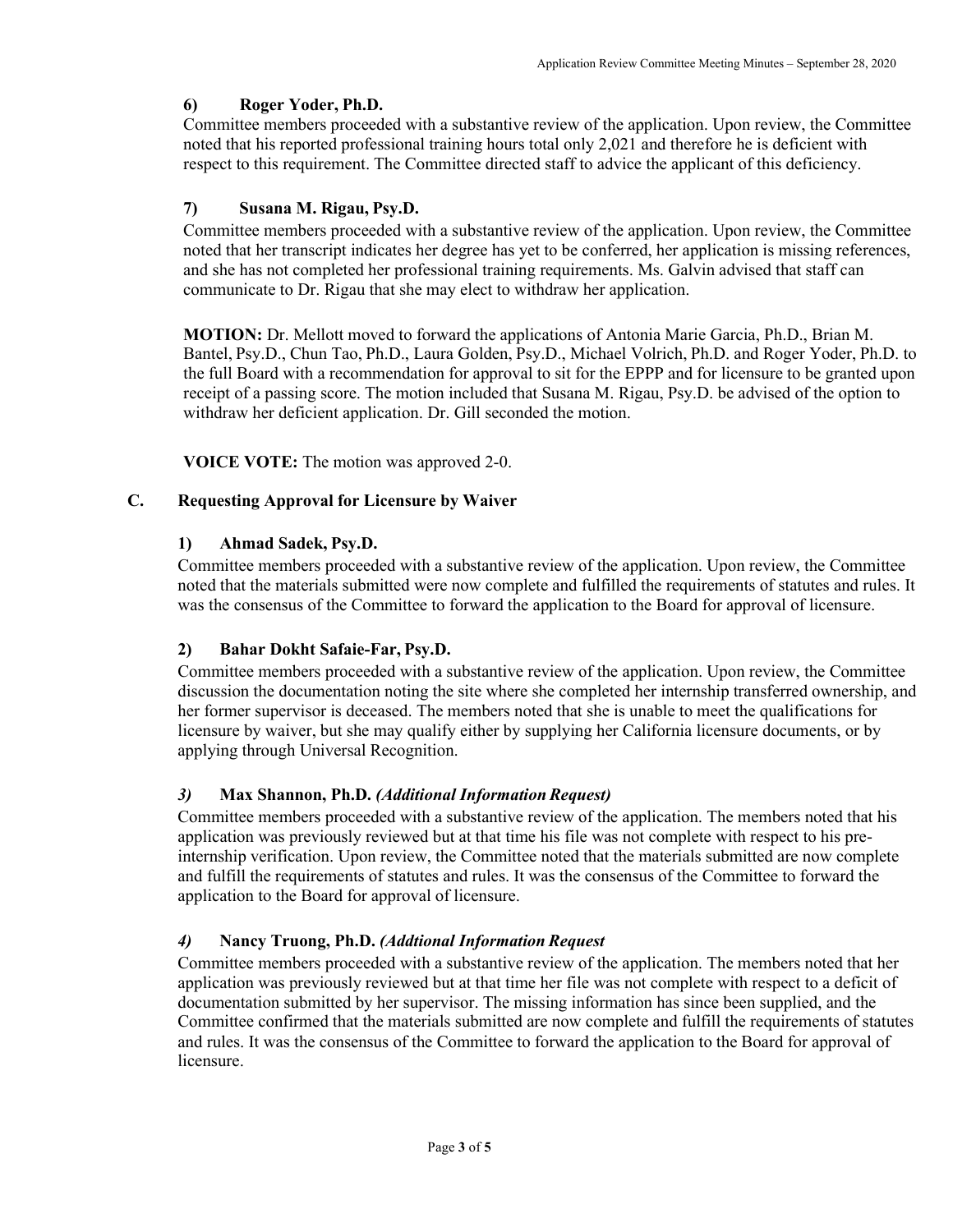### 6) Roger Yoder, Ph.D.

Committee members proceeded with a substantive review of the application. Upon review, the Committee noted that his reported professional training hours total only 2,021 and therefore he is deficient with respect to this requirement. The Committee directed staff to advice the applicant of this deficiency.

### 7) Susana M. Rigau, Psy.D.

Committee members proceeded with a substantive review of the application. Upon review, the Committee noted that her transcript indicates her degree has yet to be conferred, her application is missing references, and she has not completed her professional training requirements. Ms. Galvin advised that staff can communicate to Dr. Rigau that she may elect to withdraw her application.

**MOTION:** Dr. Mellott moved to forward the applications of Antonia Marie Garcia, Ph.D., Brian M. Bantel, Psy.D., Chun Tao, Ph.D., Laura Golden, Psy.D., Michael Volrich, Ph.D. and Roger Yoder, Ph.D. to the full Board with a recommendation for approval to sit for the EPPP and for licensure to be granted upon receipt of a passing score. The motion included that Susana M. Rigau, Psy.D. be advised of the option to withdraw her deficient application. Dr. Gill seconded the motion.

**VOICE VOTE:** The motion was approved 2-0.

## C. Requesting Approval for Licensure by Waiver

### 1) Ahmad Sadek, Psy.D.

Committee members proceeded with a substantive review of the application. Upon review, the Committee noted that the materials submitted were now complete and fulfilled the requirements of statutes and rules. It was the consensus of the Committee to forward the application to the Board for approval of licensure.

### 2) Bahar Dokht Safaie-Far, Psy.D.

Committee members proceeded with a substantive review of the application. Upon review, the Committee discussion the documentation noting the site where she completed her internship transferred ownership, and her former supervisor is deceased. The members noted that she is unable to meet the qualifications for licensure by waiver, but she may qualify either by supplying her California licensure documents, or by applying through Universal Recognition.

### *3)* Max Shannon, Ph.D. *(Additional Information Request)*

Committee members proceeded with a substantive review of the application. The members noted that his application was previously reviewed but at that time his file was not complete with respect to his pre-internship verification. Upon review, the Committee noted that the materials submitted are now complete and fulfill the requirements of statutes and rules. It was the consensus of the Committee to forward the application to the Board for approval of licensure.

### *4)* Nancy Truong, Ph.D. *(Addtional Information Request*

Committee members proceeded with a substantive review of the application. The members noted that her application was previously reviewed but at that time her file was not complete with respect to a deficit of documentation submitted by her supervisor. The missing information has since been supplied, and the Committee confirmed that the materials submitted are now complete and fulfill the requirements of statutes and rules. It was the consensus of the Committee to forward the application to the Board for approval of licensure.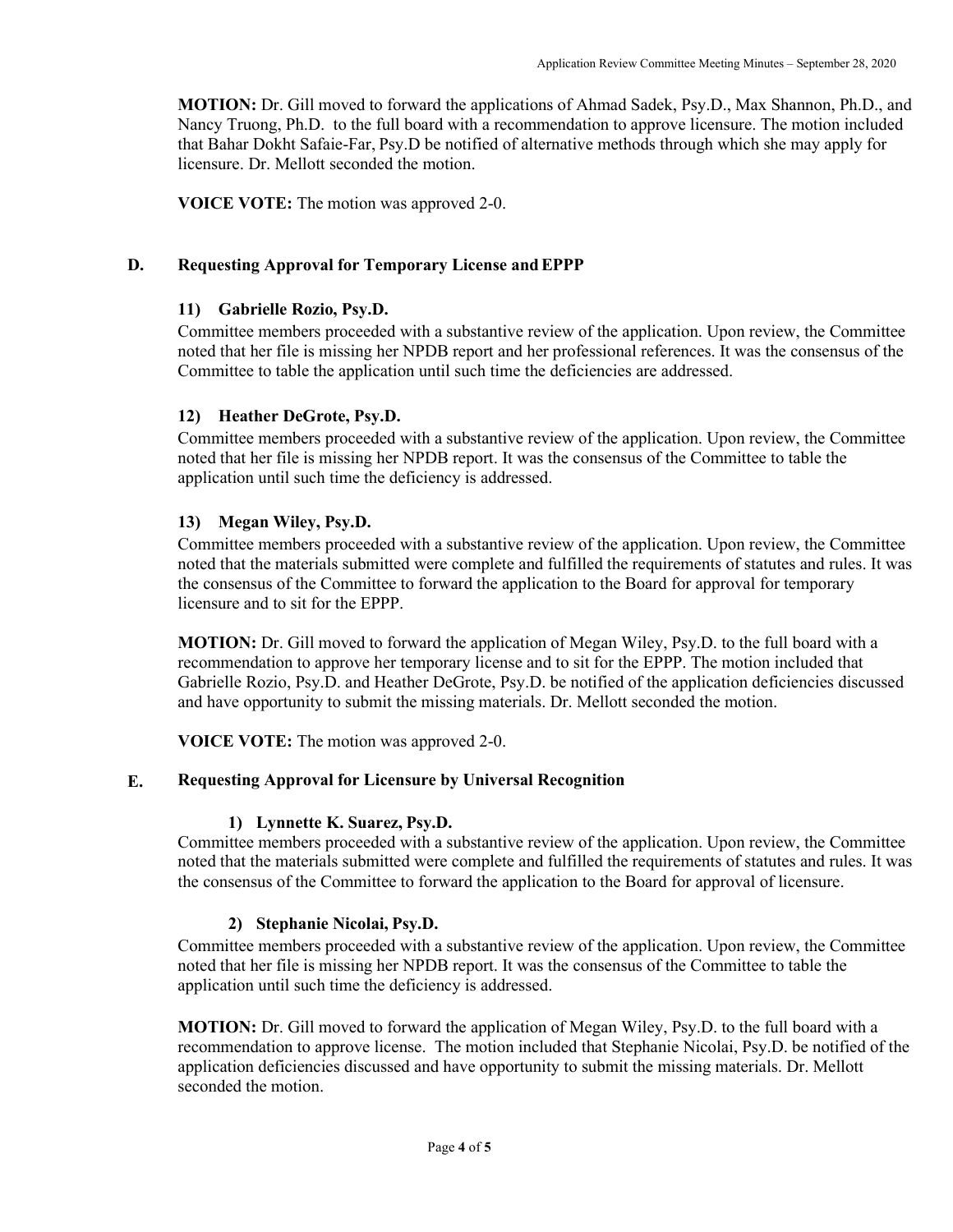**MOTION:** Dr. Gill moved to forward the applications of Ahmad Sadek, Psy.D., Max Shannon, Ph.D., and Nancy Truong, Ph.D. to the full board with a recommendation to approve licensure. The motion included that Bahar Dokht Safaie-Far, Psy.D be notified of alternative methods through which she may apply for licensure. Dr. Mellott seconded the motion.

**VOICE VOTE:** The motion was approved 2-0.

## D. Requesting Approval for Temporary License and EPPP

### 11) Gabrielle Rozio, Psy.D.

Committee members proceeded with a substantive review of the application. Upon review, the Committee noted that her file is missing her NPDB report and her professional references. It was the consensus of the Committee to table the application until such time the deficiencies are addressed.

### 12) Heather DeGrote, Psy.D.

Committee members proceeded with a substantive review of the application. Upon review, the Committee noted that her file is missing her NPDB report. It was the consensus of the Committee to table the application until such time the deficiency is addressed.

### 13) Megan Wiley, Psy.D.

Committee members proceeded with a substantive review of the application. Upon review, the Committee noted that the materials submitted were complete and fulfilled the requirements of statutes and rules. It was the consensus of the Committee to forward the application to the Board for approval for temporary licensure and to sit for the EPPP.

**MOTION:** Dr. Gill moved to forward the application of Megan Wiley, Psy.D. to the full board with a recommendation to approve her temporary license and to sit for the EPPP. The motion included that Gabrielle Rozio, Psy.D. and Heather DeGrote, Psy.D. be notified of the application deficiencies discussed and have opportunity to submit the missing materials. Dr. Mellott seconded the motion.

**VOICE VOTE:** The motion was approved 2-0.

## E. Requesting Approval for Licensure by Universal Recognition

### 1) Lynnette K. Suarez, Psy.D.

Committee members proceeded with a substantive review of the application. Upon review, the Committee noted that the materials submitted were complete and fulfilled the requirements of statutes and rules. It was the consensus of the Committee to forward the application to the Board for approval of licensure.

### 2) Stephanie Nicolai, Psy.D.

Committee members proceeded with a substantive review of the application. Upon review, the Committee noted that her file is missing her NPDB report. It was the consensus of the Committee to table the application until such time the deficiency is addressed.

**MOTION:** Dr. Gill moved to forward the application of Megan Wiley, Psy.D. to the full board with a recommendation to approve license. The motion included that Stephanie Nicolai, Psy.D. be notified of the application deficiencies discussed and have opportunity to submit the missing materials. Dr. Mellott seconded the motion.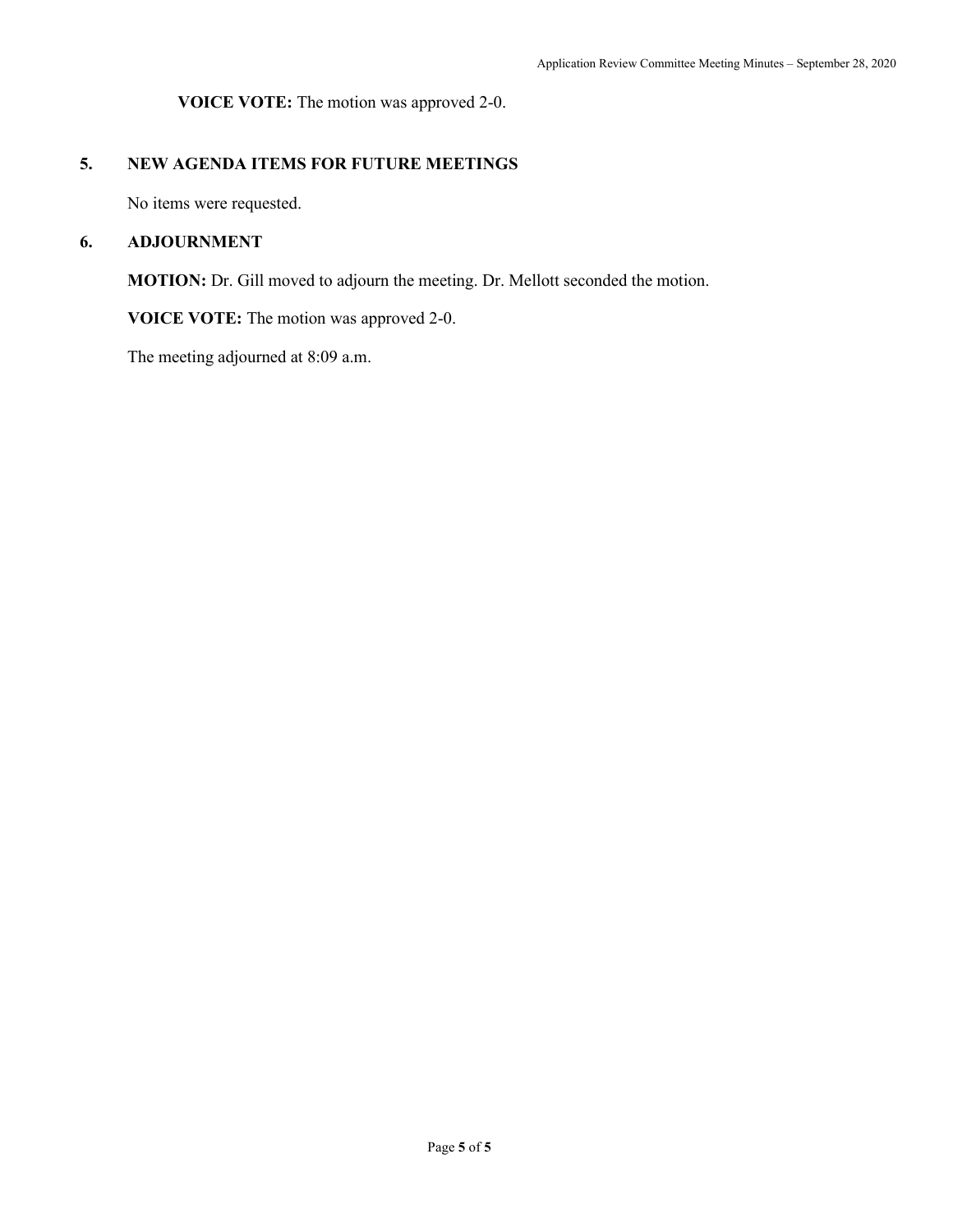**VOICE VOTE:** The motion was approved 2-0.

## 5. NEW AGENDA ITEMS FOR FUTURE MEETINGS

No items were requested.

## 6. ADJOURNMENT

**MOTION:** Dr. Gill moved to adjourn the meeting. Dr. Mellott seconded the motion.

**VOICE VOTE:** The motion was approved 2-0.

The meeting adjourned at 8:09 a.m.